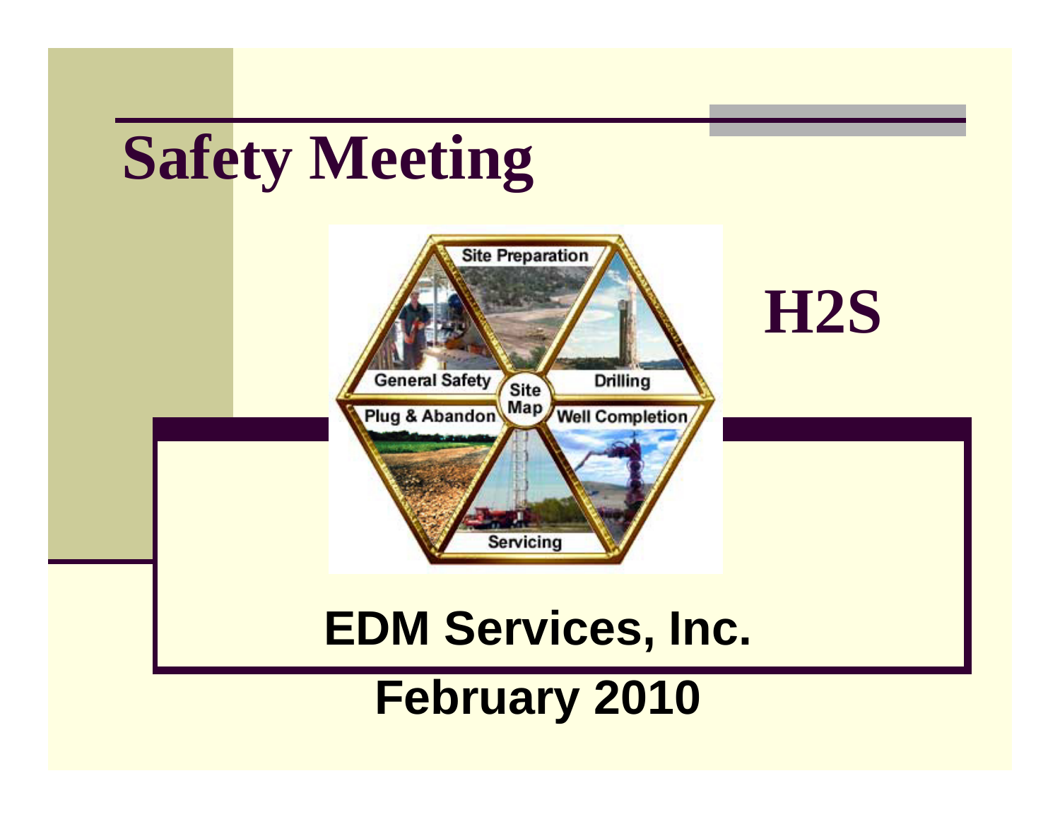# Safety Meeting

## H2S

**EDM Services, Inc.**

**February 2010**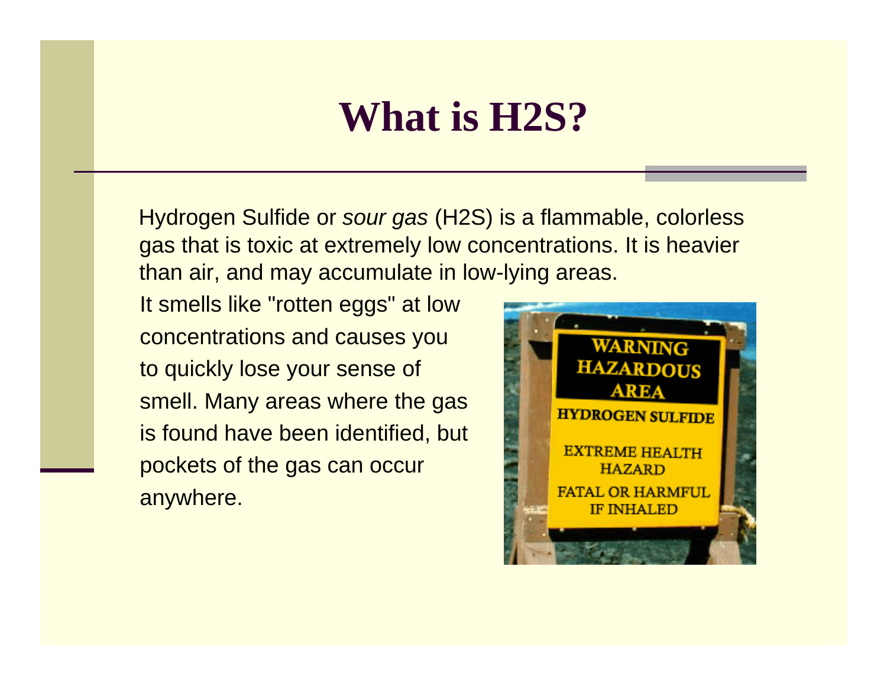# What is H2S?

Hydrogen Sulfide or *sour gas* (H2S) is a flammable, colorless gas that is toxic at extremely low concentrations. It is heavier than air, and may accumulate in low-lying areas.

It smells like "rotten eggs" at low concentrations and causes you to quickly lose your sense of smell. Many areas where the gas is found have been identified, but pockets of the gas can occur anywhere.

WARNING HAZARDOUS AREA

HYDROGEN SULFIDE

EXTREME HEALTH HAZARD

FATAL OR HARMFUL IF INHALED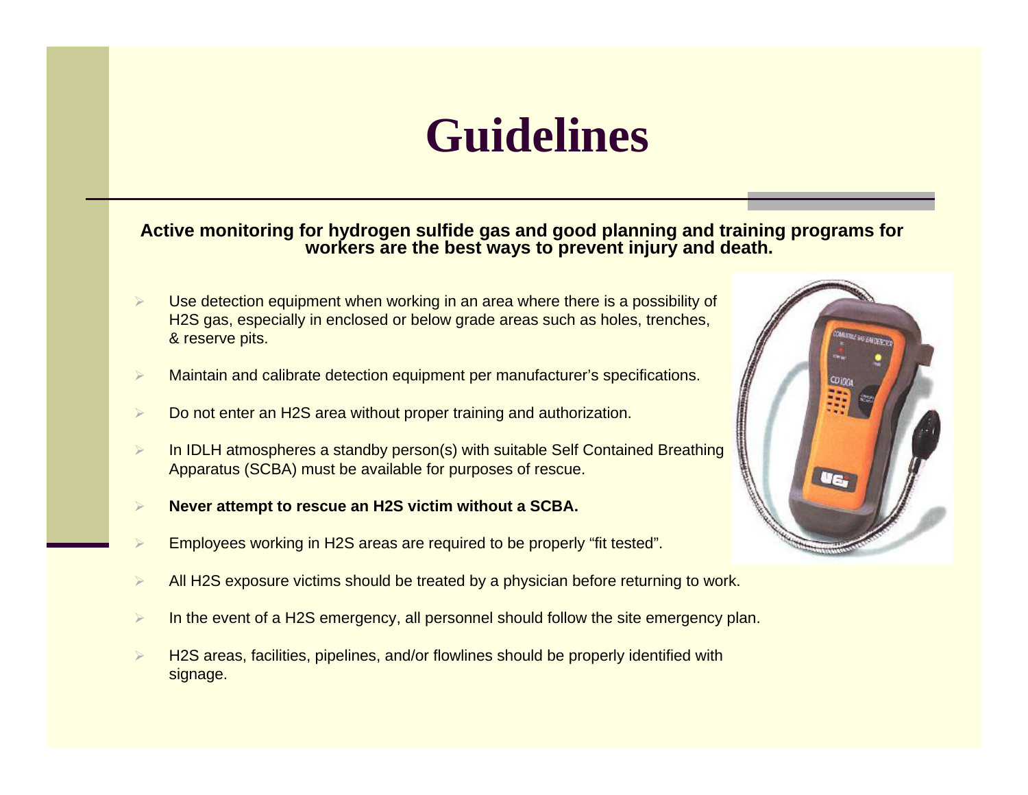# Guidelines

**Active monitoring for hydrogen sulfide gas and good planning and training programs for workers are the best ways to prevent injury and death.**

- Use detection equipment when working in an area where there is a possibility of H2S gas, especially in enclosed or below grade areas such as holes, trenches, & reserve pits.
- Maintain and calibrate detection equipment per manufacturer's specifications.
- Do not enter an H2S area without proper training and authorization.
- In IDLH atmospheres a standby person(s) with suitable Self Contained Breathing Apparatus (SCBA) must be available for purposes of rescue.
- **Never attempt to rescue an H2S victim without a SCBA.**
- Employees working in H2S areas are required to be properly "fit tested".
- All H2S exposure victims should be treated by a physician before returning to work.
- In the event of a H2S emergency, all personnel should follow the site emergency plan.
- H2S areas, facilities, pipelines, and/or flowlines should be properly identified with signage.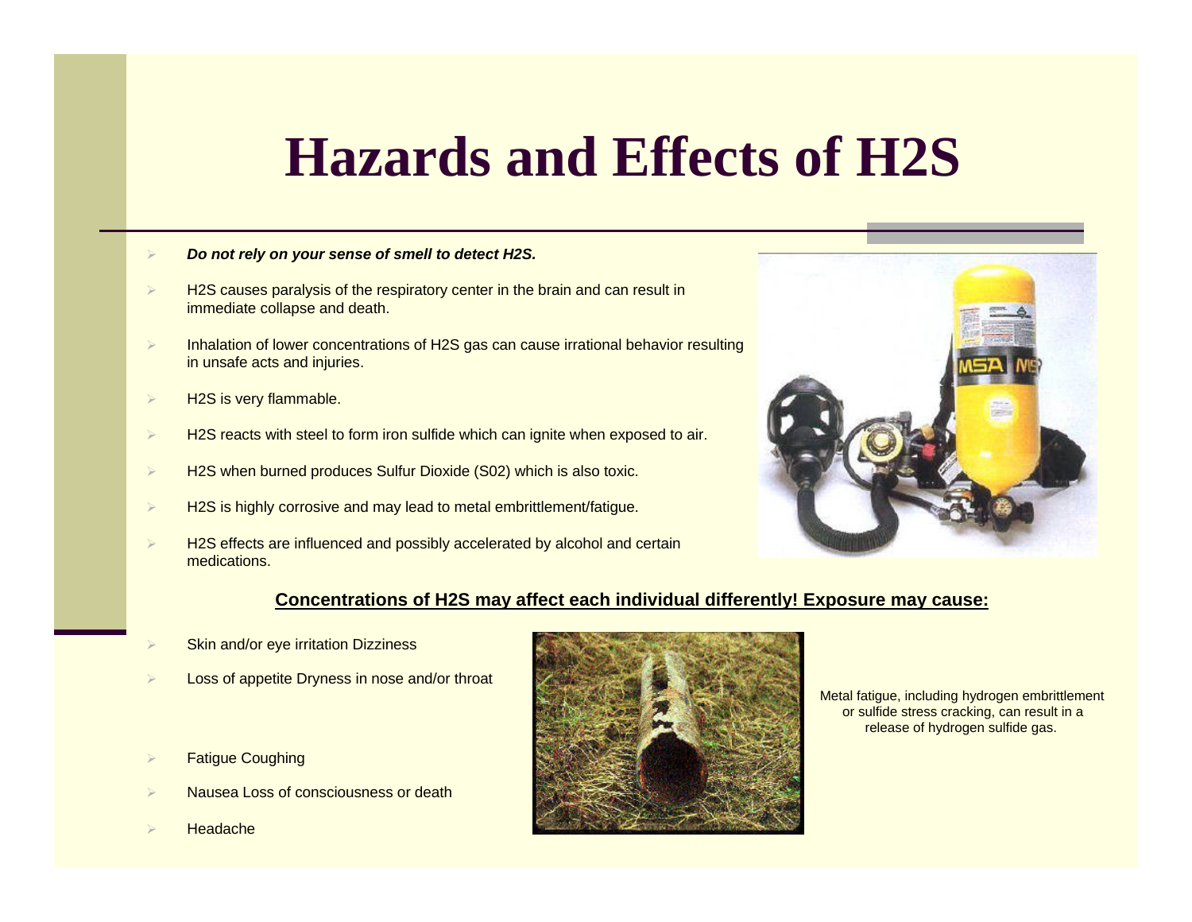# Hazards and Effects of H2S

- ***Do not rely on your sense of smell to detect H2S.***
- H2S causes paralysis of the respiratory center in the brain and can result in immediate collapse and death.
- Inhalation of lower concentrations of H2S gas can cause irrational behavior resulting in unsafe acts and injuries.
- H2S is very flammable.
- H2S reacts with steel to form iron sulfide which can ignite when exposed to air.
- H2S when burned produces Sulfur Dioxide (S02) which is also toxic.
- H2S is highly corrosive and may lead to metal embrittlement/fatigue.
- H2S effects are influenced and possibly accelerated by alcohol and certain medications.

**<u>Concentrations of H2S may affect each individual differently! Exposure may cause:</u>**

- Skin and/or eye irritation Dizziness
- Loss of appetite Dryness in nose and/or throat
- Fatigue Coughing
- Nausea Loss of consciousness or death
- Headache

Metal fatigue, including hydrogen embrittlement or sulfide stress cracking, can result in a release of hydrogen sulfide gas.